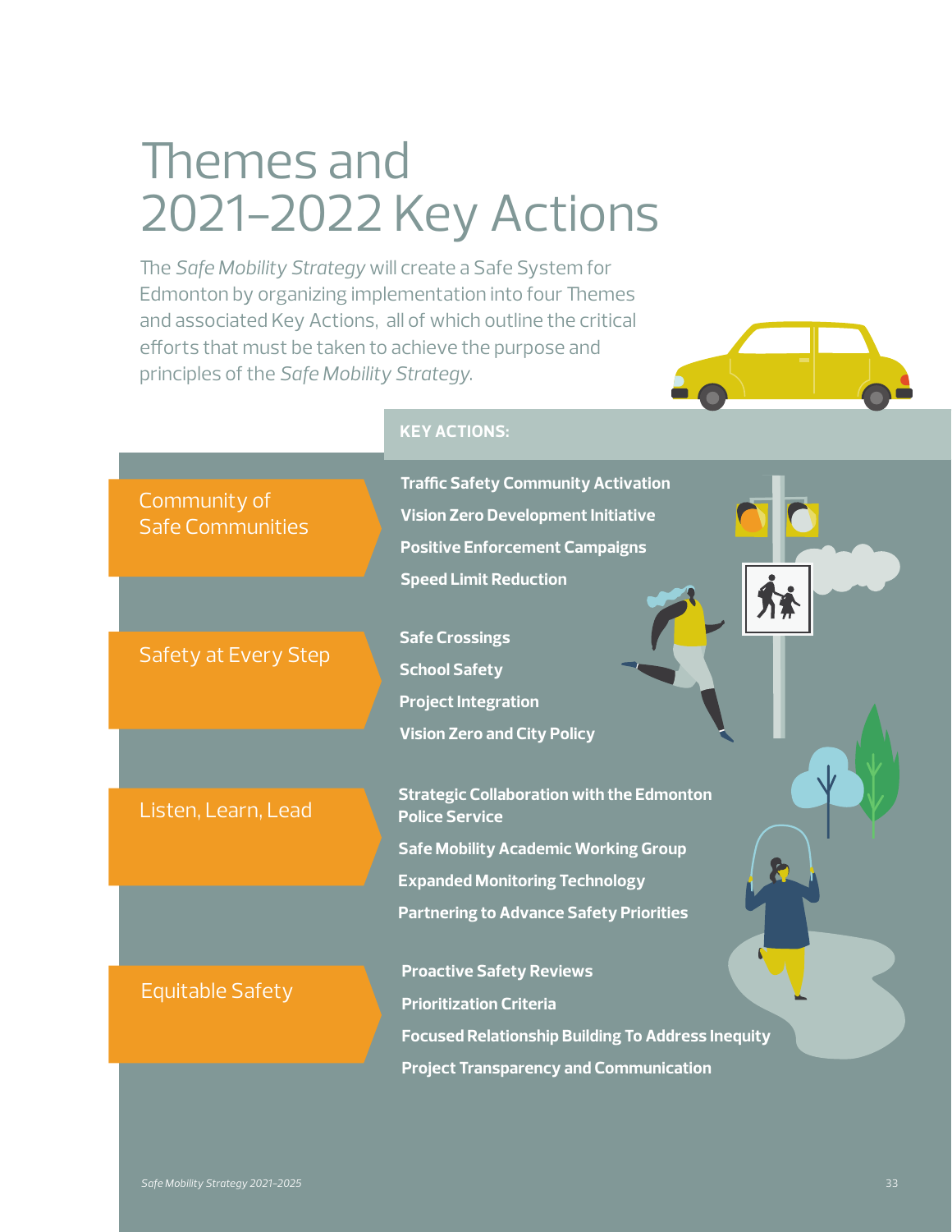# Themes and 2021–2022 Key Actions

The *Safe Mobility Strategy* will create a Safe System for Edmonton by organizing implementation into four Themes and associated Key Actions, all of which outline the critical efforts that must be taken to achieve the purpose and principles of the *Safe Mobility Strategy*.

**KEY ACTIONS:**

## Community of Safe Communities

- **Traffic Safety Community Activation**
- **Vision Zero Development Initiative**
- **Positive Enforcement Campaigns**
- **Speed Limit Reduction**

## Safety at Every Step

- **Safe Crossings**
- **School Safety**
- **Project Integration**
- **Vision Zero and City Policy**

## Listen, Learn, Lead

- **Strategic Collaboration with the Edmonton Police Service**
- **Safe Mobility Academic Working Group**
- **Expanded Monitoring Technology**
- **Partnering to Advance Safety Priorities**

## Equitable Safety

- **Proactive Safety Reviews**
- **Prioritization Criteria**
- **Focused Relationship Building To Address Inequity**
- **Project Transparency and Communication**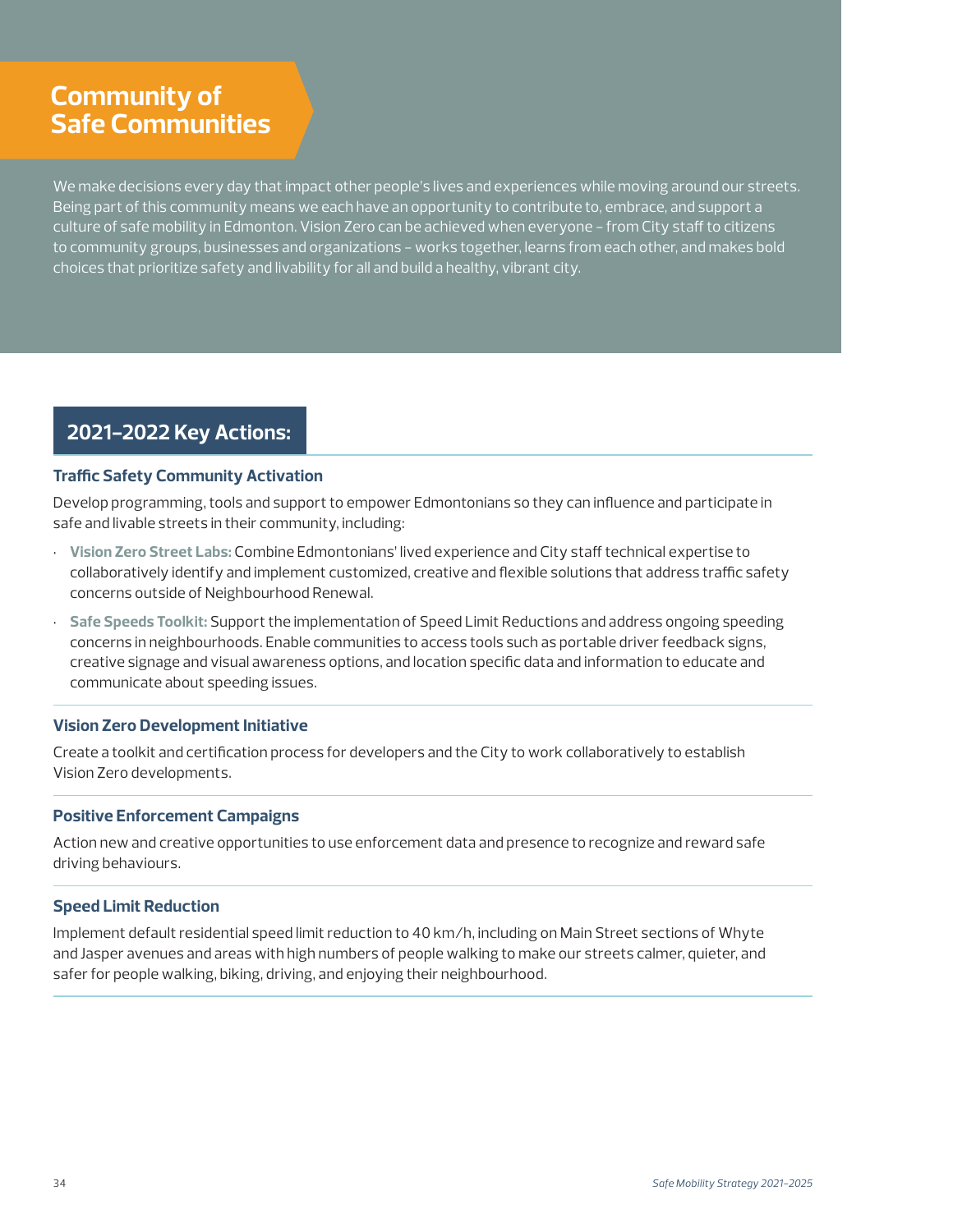# Community of Safe Communities

We make decisions every day that impact other people's lives and experiences while moving around our streets. Being part of this community means we each have an opportunity to contribute to, embrace, and support a culture of safe mobility in Edmonton. Vision Zero can be achieved when everyone – from City staff to citizens to community groups, businesses and organizations – works together, learns from each other, and makes bold choices that prioritize safety and livability for all and build a healthy, vibrant city.

## 2021–2022 Key Actions:

### Traffic Safety Community Activation

Develop programming, tools and support to empower Edmontonians so they can influence and participate in safe and livable streets in their community, including:

- **Vision Zero Street Labs:** Combine Edmontonians' lived experience and City staff technical expertise to collaboratively identify and implement customized, creative and flexible solutions that address traffic safety concerns outside of Neighbourhood Renewal.
- **Safe Speeds Toolkit:** Support the implementation of Speed Limit Reductions and address ongoing speeding concerns in neighbourhoods. Enable communities to access tools such as portable driver feedback signs, creative signage and visual awareness options, and location specific data and information to educate and communicate about speeding issues.

### Vision Zero Development Initiative

Create a toolkit and certification process for developers and the City to work collaboratively to establish Vision Zero developments.

### Positive Enforcement Campaigns

Action new and creative opportunities to use enforcement data and presence to recognize and reward safe driving behaviours.

### Speed Limit Reduction

Implement default residential speed limit reduction to 40 km/h, including on Main Street sections of Whyte and Jasper avenues and areas with high numbers of people walking to make our streets calmer, quieter, and safer for people walking, biking, driving, and enjoying their neighbourhood.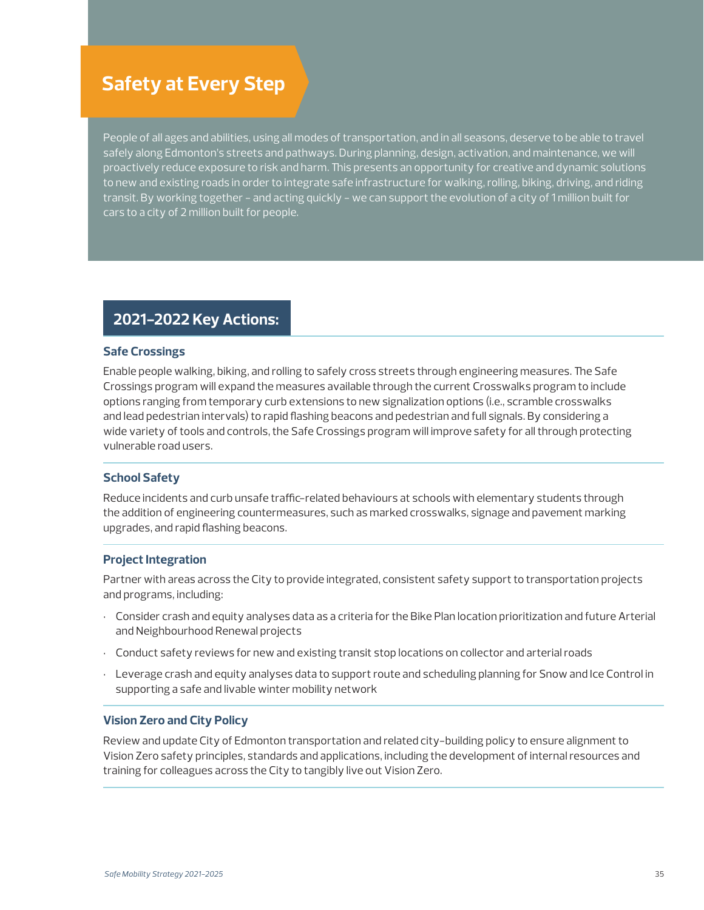# Safety at Every Step

People of all ages and abilities, using all modes of transportation, and in all seasons, deserve to be able to travel safely along Edmonton's streets and pathways. During planning, design, activation, and maintenance, we will proactively reduce exposure to risk and harm. This presents an opportunity for creative and dynamic solutions to new and existing roads in order to integrate safe infrastructure for walking, rolling, biking, driving, and riding transit. By working together – and acting quickly – we can support the evolution of a city of 1 million built for cars to a city of 2 million built for people.

## 2021–2022 Key Actions:

### Safe Crossings

Enable people walking, biking, and rolling to safely cross streets through engineering measures. The Safe Crossings program will expand the measures available through the current Crosswalks program to include options ranging from temporary curb extensions to new signalization options (i.e., scramble crosswalks and lead pedestrian intervals) to rapid flashing beacons and pedestrian and full signals. By considering a wide variety of tools and controls, the Safe Crossings program will improve safety for all through protecting vulnerable road users.

### School Safety

Reduce incidents and curb unsafe traffic-related behaviours at schools with elementary students through the addition of engineering countermeasures, such as marked crosswalks, signage and pavement marking upgrades, and rapid flashing beacons.

### Project Integration

Partner with areas across the City to provide integrated, consistent safety support to transportation projects and programs, including:

- Consider crash and equity analyses data as a criteria for the Bike Plan location prioritization and future Arterial and Neighbourhood Renewal projects
- Conduct safety reviews for new and existing transit stop locations on collector and arterial roads
- Leverage crash and equity analyses data to support route and scheduling planning for Snow and Ice Control in supporting a safe and livable winter mobility network

### Vision Zero and City Policy

Review and update City of Edmonton transportation and related city-building policy to ensure alignment to Vision Zero safety principles, standards and applications, including the development of internal resources and training for colleagues across the City to tangibly live out Vision Zero.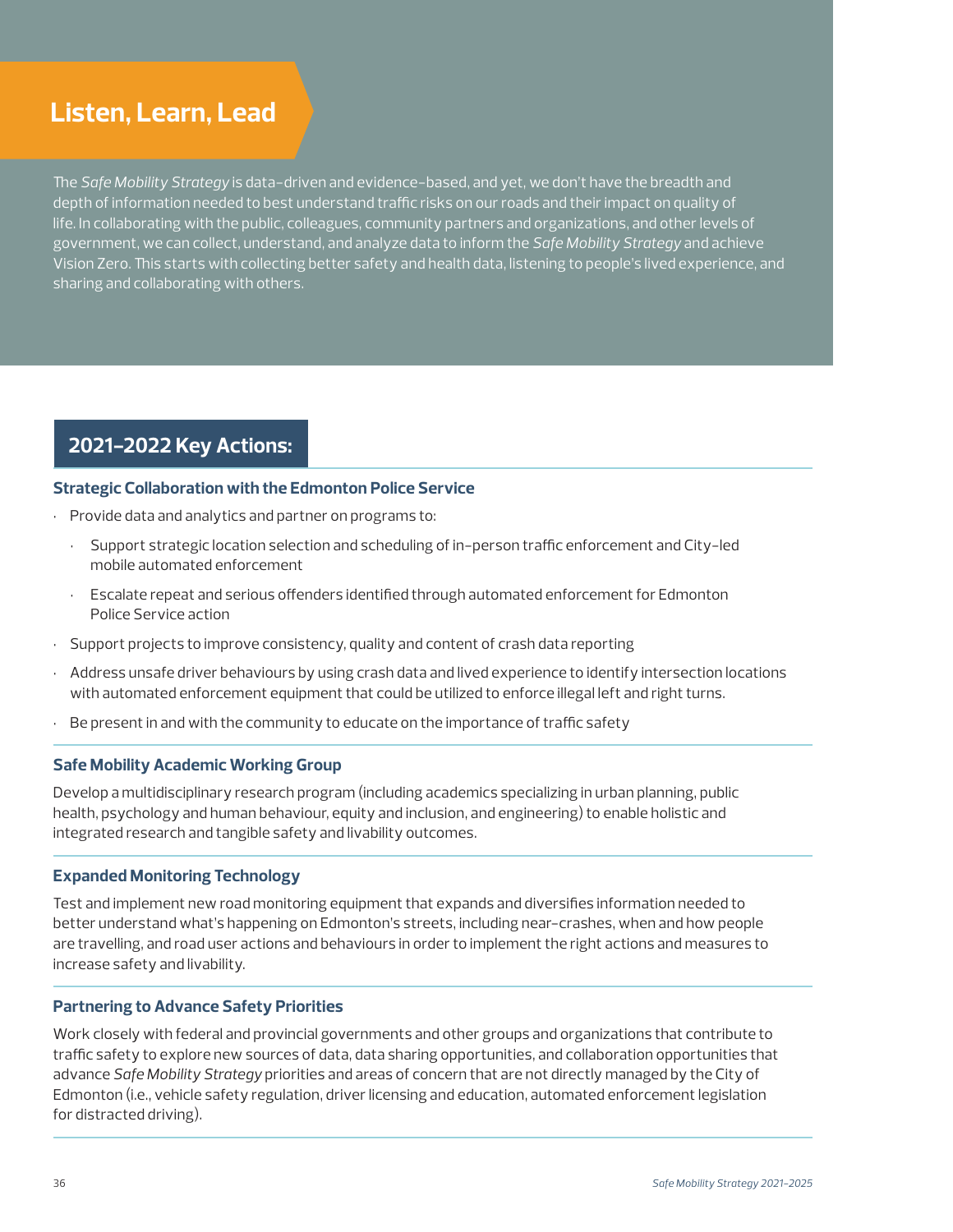# Listen, Learn, Lead

The *Safe Mobility Strategy* is data-driven and evidence-based, and yet, we don't have the breadth and depth of information needed to best understand traffic risks on our roads and their impact on quality of life. In collaborating with the public, colleagues, community partners and organizations, and other levels of government, we can collect, understand, and analyze data to inform the *Safe Mobility Strategy* and achieve Vision Zero. This starts with collecting better safety and health data, listening to people's lived experience, and sharing and collaborating with others.

## 2021–2022 Key Actions:

### Strategic Collaboration with the Edmonton Police Service

- Provide data and analytics and partner on programs to:
  - Support strategic location selection and scheduling of in-person traffic enforcement and City-led mobile automated enforcement
  - Escalate repeat and serious offenders identified through automated enforcement for Edmonton Police Service action
- Support projects to improve consistency, quality and content of crash data reporting
- Address unsafe driver behaviours by using crash data and lived experience to identify intersection locations with automated enforcement equipment that could be utilized to enforce illegal left and right turns.
- Be present in and with the community to educate on the importance of traffic safety

### Safe Mobility Academic Working Group

Develop a multidisciplinary research program (including academics specializing in urban planning, public health, psychology and human behaviour, equity and inclusion, and engineering) to enable holistic and integrated research and tangible safety and livability outcomes.

### Expanded Monitoring Technology

Test and implement new road monitoring equipment that expands and diversifies information needed to better understand what's happening on Edmonton's streets, including near-crashes, when and how people are travelling, and road user actions and behaviours in order to implement the right actions and measures to increase safety and livability.

### Partnering to Advance Safety Priorities

Work closely with federal and provincial governments and other groups and organizations that contribute to traffic safety to explore new sources of data, data sharing opportunities, and collaboration opportunities that advance *Safe Mobility Strategy* priorities and areas of concern that are not directly managed by the City of Edmonton (i.e., vehicle safety regulation, driver licensing and education, automated enforcement legislation for distracted driving).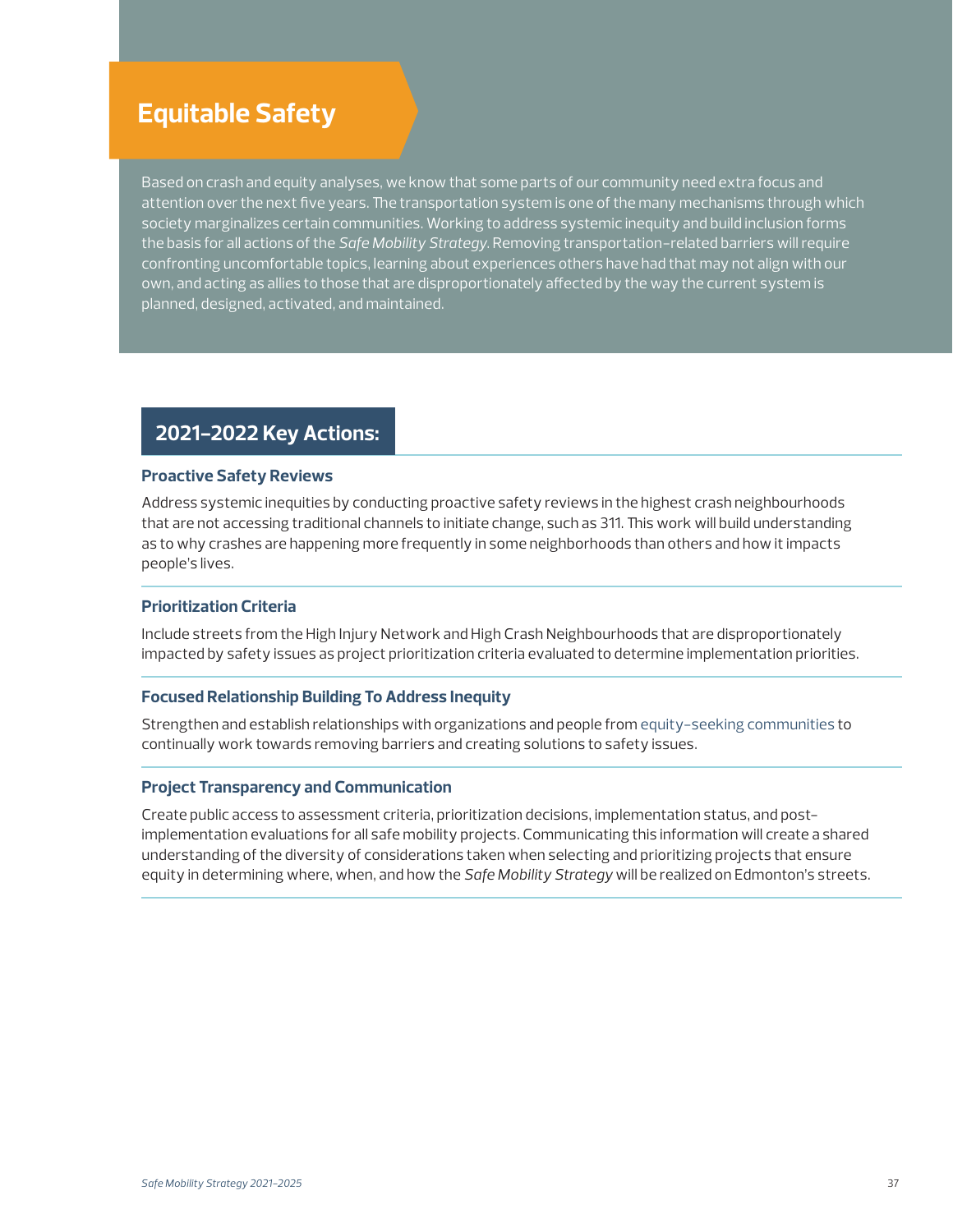# Equitable Safety

Based on crash and equity analyses, we know that some parts of our community need extra focus and attention over the next five years. The transportation system is one of the many mechanisms through which society marginalizes certain communities. Working to address systemic inequity and build inclusion forms the basis for all actions of the *Safe Mobility Strategy*. Removing transportation-related barriers will require confronting uncomfortable topics, learning about experiences others have had that may not align with our own, and acting as allies to those that are disproportionately affected by the way the current system is planned, designed, activated, and maintained.

## 2021–2022 Key Actions:

### Proactive Safety Reviews

Address systemic inequities by conducting proactive safety reviews in the highest crash neighbourhoods that are not accessing traditional channels to initiate change, such as 311. This work will build understanding as to why crashes are happening more frequently in some neighborhoods than others and how it impacts people's lives.

### Prioritization Criteria

Include streets from the High Injury Network and High Crash Neighbourhoods that are disproportionately impacted by safety issues as project prioritization criteria evaluated to determine implementation priorities.

### Focused Relationship Building To Address Inequity

Strengthen and establish relationships with organizations and people from equity-seeking communities to continually work towards removing barriers and creating solutions to safety issues.

### Project Transparency and Communication

Create public access to assessment criteria, prioritization decisions, implementation status, and post-implementation evaluations for all safe mobility projects. Communicating this information will create a shared understanding of the diversity of considerations taken when selecting and prioritizing projects that ensure equity in determining where, when, and how the *Safe Mobility Strategy* will be realized on Edmonton's streets.